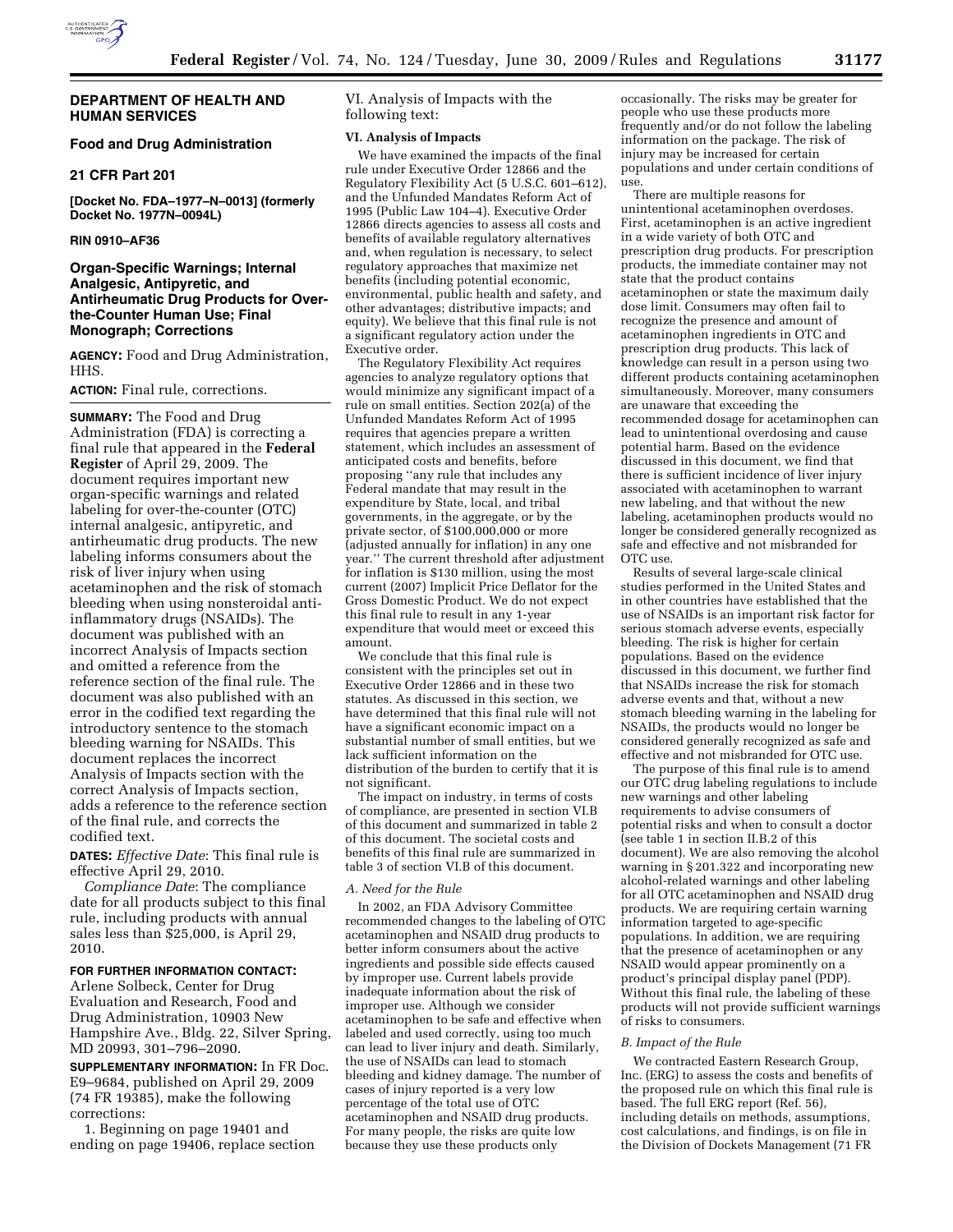**DEPARTMENT OF HEALTH AND HUMAN SERVICES**

**Food and Drug Administration**

**21 CFR Part 201**

**[Docket No. FDA–1977–N–0013] (formerly Docket No. 1977N–0094L)**

**RIN 0910–AF36**

# Organ-Specific Warnings; Internal Analgesic, Antipyretic, and Antirheumatic Drug Products for Over-the-Counter Human Use; Final Monograph; Corrections

**AGENCY:** Food and Drug Administration, HHS.

**ACTION:** Final rule, corrections.

**SUMMARY:** The Food and Drug Administration (FDA) is correcting a final rule that appeared in the **Federal Register** of April 29, 2009. The document requires important new organ-specific warnings and related labeling for over-the-counter (OTC) internal analgesic, antipyretic, and antirheumatic drug products. The new labeling informs consumers about the risk of liver injury when using acetaminophen and the risk of stomach bleeding when using nonsteroidal anti-inflammatory drugs (NSAIDs). The document was published with an incorrect Analysis of Impacts section and omitted a reference from the reference section of the final rule. The document was also published with an error in the codified text regarding the introductory sentence to the stomach bleeding warning for NSAIDs. This document replaces the incorrect Analysis of Impacts section with the correct Analysis of Impacts section, adds a reference to the reference section of the final rule, and corrects the codified text.

**DATES:** *Effective Date*: This final rule is effective April 29, 2010.

*Compliance Date*: The compliance date for all products subject to this final rule, including products with annual sales less than $25,000, is April 29, 2010.

**FOR FURTHER INFORMATION CONTACT:** Arlene Solbeck, Center for Drug Evaluation and Research, Food and Drug Administration, 10903 New Hampshire Ave., Bldg. 22, Silver Spring, MD 20993, 301–796–2090.

**SUPPLEMENTARY INFORMATION:** In FR Doc. E9–9684, published on April 29, 2009 (74 FR 19385), make the following corrections:

1. Beginning on page 19401 and ending on page 19406, replace section VI. Analysis of Impacts with the following text:

## VI. Analysis of Impacts

We have examined the impacts of the final rule under Executive Order 12866 and the Regulatory Flexibility Act (5 U.S.C. 601–612), and the Unfunded Mandates Reform Act of 1995 (Public Law 104–4). Executive Order 12866 directs agencies to assess all costs and benefits of available regulatory alternatives and, when regulation is necessary, to select regulatory approaches that maximize net benefits (including potential economic, environmental, public health and safety, and other advantages; distributive impacts; and equity). We believe that this final rule is not a significant regulatory action under the Executive order.

The Regulatory Flexibility Act requires agencies to analyze regulatory options that would minimize any significant impact of a rule on small entities. Section 202(a) of the Unfunded Mandates Reform Act of 1995 requires that agencies prepare a written statement, which includes an assessment of anticipated costs and benefits, before proposing "any rule that includes any Federal mandate that may result in the expenditure by State, local, and tribal governments, in the aggregate, or by the private sector, of $100,000,000 or more (adjusted annually for inflation) in any one year." The current threshold after adjustment for inflation is $130 million, using the most current (2007) Implicit Price Deflator for the Gross Domestic Product. We do not expect this final rule to result in any 1-year expenditure that would meet or exceed this amount.

We conclude that this final rule is consistent with the principles set out in Executive Order 12866 and in these two statutes. As discussed in this section, we have determined that this final rule will not have a significant economic impact on a substantial number of small entities, but we lack sufficient information on the distribution of the burden to certify that it is not significant.

The impact on industry, in terms of costs of compliance, are presented in section VI.B of this document and summarized in table 2 of this document. The societal costs and benefits of this final rule are summarized in table 3 of section VI.B of this document.

### *A. Need for the Rule*

In 2002, an FDA Advisory Committee recommended changes to the labeling of OTC acetaminophen and NSAID drug products to better inform consumers about the active ingredients and possible side effects caused by improper use. Current labels provide inadequate information about the risk of improper use. Although we consider acetaminophen to be safe and effective when labeled and used correctly, using too much can lead to liver injury and death. Similarly, the use of NSAIDs can lead to stomach bleeding and kidney damage. The number of cases of injury reported is a very low percentage of the total use of OTC acetaminophen and NSAID drug products. For many people, the risks are quite low because they use these products only occasionally. The risks may be greater for people who use these products more frequently and/or do not follow the labeling information on the package. The risk of injury may be increased for certain populations and under certain conditions of use.

There are multiple reasons for unintentional acetaminophen overdoses. First, acetaminophen is an active ingredient in a wide variety of both OTC and prescription drug products. For prescription products, the immediate container may not state that the product contains acetaminophen or state the maximum daily dose limit. Consumers may often fail to recognize the presence and amount of acetaminophen ingredients in OTC and prescription drug products. This lack of knowledge can result in a person using two different products containing acetaminophen simultaneously. Moreover, many consumers are unaware that exceeding the recommended dosage for acetaminophen can lead to unintentional overdosing and cause potential harm. Based on the evidence discussed in this document, we find that there is sufficient incidence of liver injury associated with acetaminophen to warrant new labeling, and that without the new labeling, acetaminophen products would no longer be considered generally recognized as safe and effective and not misbranded for OTC use.

Results of several large-scale clinical studies performed in the United States and in other countries have established that the use of NSAIDs is an important risk factor for serious stomach adverse events, especially bleeding. The risk is higher for certain populations. Based on the evidence discussed in this document, we further find that NSAIDs increase the risk for stomach adverse events and that, without a new stomach bleeding warning in the labeling for NSAIDs, the products would no longer be considered generally recognized as safe and effective and not misbranded for OTC use.

The purpose of this final rule is to amend our OTC drug labeling regulations to include new warnings and other labeling requirements to advise consumers of potential risks and when to consult a doctor (see table 1 in section II.B.2 of this document). We are also removing the alcohol warning in § 201.322 and incorporating new alcohol-related warnings and other labeling for all OTC acetaminophen and NSAID drug products. We are requiring certain warning information targeted to age-specific populations. In addition, we are requiring that the presence of acetaminophen or any NSAID would appear prominently on a product's principal display panel (PDP). Without this final rule, the labeling of these products will not provide sufficient warnings of risks to consumers.

### *B. Impact of the Rule*

We contracted Eastern Research Group, Inc. (ERG) to assess the costs and benefits of the proposed rule on which this final rule is based. The full ERG report (Ref. 56), including details on methods, assumptions, cost calculations, and findings, is on file in the Division of Dockets Management (71 FR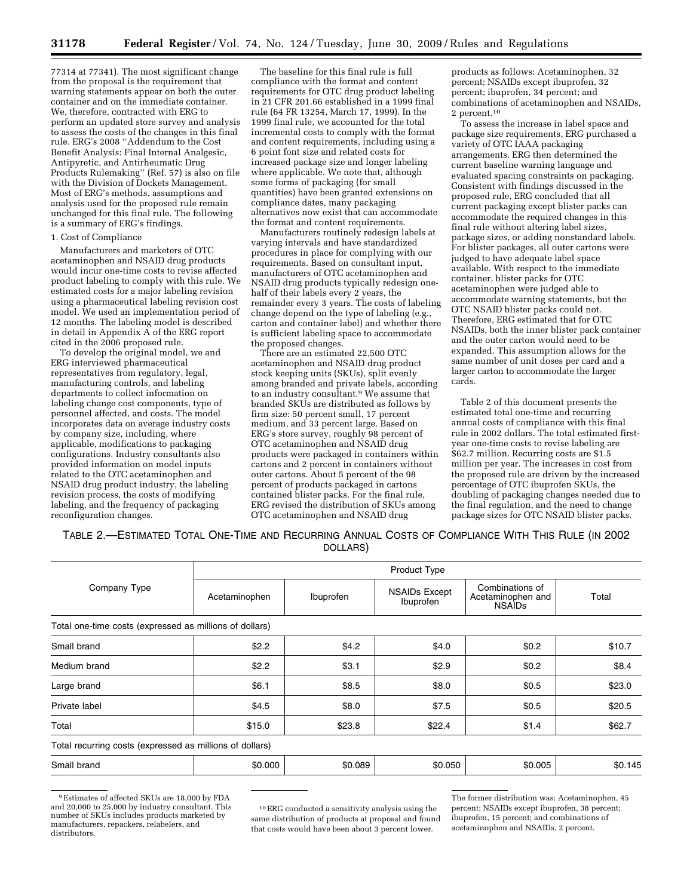77314 at 77341). The most significant change from the proposal is the requirement that warning statements appear on both the outer container and on the immediate container. We, therefore, contracted with ERG to perform an updated store survey and analysis to assess the costs of the changes in this final rule. ERG's 2008 ''Addendum to the Cost Benefit Analysis: Final Internal Analgesic, Antipyretic, and Antirheumatic Drug Products Rulemaking'' (Ref. 57) is also on file with the Division of Dockets Management. Most of ERG's methods, assumptions and analysis used for the proposed rule remain unchanged for this final rule. The following is a summary of ERG's findings.

1. Cost of Compliance

Manufacturers and marketers of OTC acetaminophen and NSAID drug products would incur one-time costs to revise affected product labeling to comply with this rule. We estimated costs for a major labeling revision using a pharmaceutical labeling revision cost model. We used an implementation period of 12 months. The labeling model is described in detail in Appendix A of the ERG report cited in the 2006 proposed rule.

To develop the original model, we and ERG interviewed pharmaceutical representatives from regulatory, legal, manufacturing controls, and labeling departments to collect information on labeling change cost components, type of personnel affected, and costs. The model incorporates data on average industry costs by company size, including, where applicable, modifications to packaging configurations. Industry consultants also provided information on model inputs related to the OTC acetaminophen and NSAID drug product industry, the labeling revision process, the costs of modifying labeling, and the frequency of packaging reconfiguration changes.

The baseline for this final rule is full compliance with the format and content requirements for OTC drug product labeling in 21 CFR 201.66 established in a 1999 final rule (64 FR 13254, March 17, 1999). In the 1999 final rule, we accounted for the total incremental costs to comply with the format and content requirements, including using a 6 point font size and related costs for increased package size and longer labeling where applicable. We note that, although some forms of packaging (for small quantities) have been granted extensions on compliance dates, many packaging alternatives now exist that can accommodate the format and content requirements.

Manufacturers routinely redesign labels at varying intervals and have standardized procedures in place for complying with our requirements. Based on consultant input, manufacturers of OTC acetaminophen and NSAID drug products typically redesign one-half of their labels every 2 years, the remainder every 3 years. The costs of labeling change depend on the type of labeling (e.g., carton and container label) and whether there is sufficient labeling space to accommodate the proposed changes.

There are an estimated 22,500 OTC acetaminophen and NSAID drug product stock keeping units (SKUs), split evenly among branded and private labels, according to an industry consultant.[9] We assume that branded SKUs are distributed as follows by firm size: 50 percent small, 17 percent medium, and 33 percent large. Based on ERG's store survey, roughly 98 percent of OTC acetaminophen and NSAID drug products were packaged in containers within cartons and 2 percent in containers without outer cartons. About 5 percent of the 98 percent of products packaged in cartons contained blister packs. For the final rule, ERG revised the distribution of SKUs among OTC acetaminophen and NSAID drug products as follows: Acetaminophen, 32 percent; NSAIDs except ibuprofen, 32 percent; ibuprofen, 34 percent; and combinations of acetaminophen and NSAIDs, 2 percent.[10]

To assess the increase in label space and package size requirements, ERG purchased a variety of OTC IAAA packaging arrangements. ERG then determined the current baseline warning language and evaluated spacing constraints on packaging. Consistent with findings discussed in the proposed rule, ERG concluded that all current packaging except blister packs can accommodate the required changes in this final rule without altering label sizes, package sizes, or adding nonstandard labels. For blister packages, all outer cartons were judged to have adequate label space available. With respect to the immediate container, blister packs for OTC acetaminophen were judged able to accommodate warning statements, but the OTC NSAID blister packs could not. Therefore, ERG estimated that for OTC NSAIDs, both the inner blister pack container and the outer carton would need to be expanded. This assumption allows for the same number of unit doses per card and a larger carton to accommodate the larger cards.

Table 2 of this document presents the estimated total one-time and recurring annual costs of compliance with this final rule in 2002 dollars. The total estimated first-year one-time costs to revise labeling are $62.7 million. Recurring costs are $1.5 million per year. The increases in cost from the proposed rule are driven by the increased percentage of OTC ibuprofen SKUs, the doubling of packaging changes needed due to the final regulation, and the need to change package sizes for OTC NSAID blister packs.

TABLE 2.—ESTIMATED TOTAL ONE-TIME AND RECURRING ANNUAL COSTS OF COMPLIANCE WITH THIS RULE (IN 2002 DOLLARS)

| Company Type | Product Type | | | | |
|---|---|---|---|---|---|
| | Acetaminophen | Ibuprofen | NSAIDs Except Ibuprofen | Combinations of Acetaminophen and NSAIDs | Total |
| Total one-time costs (expressed as millions of dollars) | | | | | |
| Small brand | $2.2 | $4.2 | $4.0 | $0.2 | $10.7 |
| Medium brand | $2.2 | $3.1 | $2.9 | $0.2 | $8.4 |
| Large brand | $6.1 | $8.5 | $8.0 | $0.5 | $23.0 |
| Private label | $4.5 | $8.0 | $7.5 | $0.5 | $20.5 |
| Total | $15.0 | $23.8 | $22.4 | $1.4 | $62.7 |
| Total recurring costs (expressed as millions of dollars) | | | | | |
| Small brand | $0.000 | $0.089 | $0.050 | $0.005 | $0.145 |

[9] Estimates of affected SKUs are 18,000 by FDA and 20,000 to 25,000 by industry consultant. This number of SKUs includes products marketed by manufacturers, repackers, relabelers, and distributors.

[10] ERG conducted a sensitivity analysis using the same distribution of products at proposal and found that costs would have been about 3 percent lower. The former distribution was: Acetaminophen, 45 percent; NSAIDs except ibuprofen, 38 percent; ibuprofen, 15 percent; and combinations of acetaminophen and NSAIDs, 2 percent.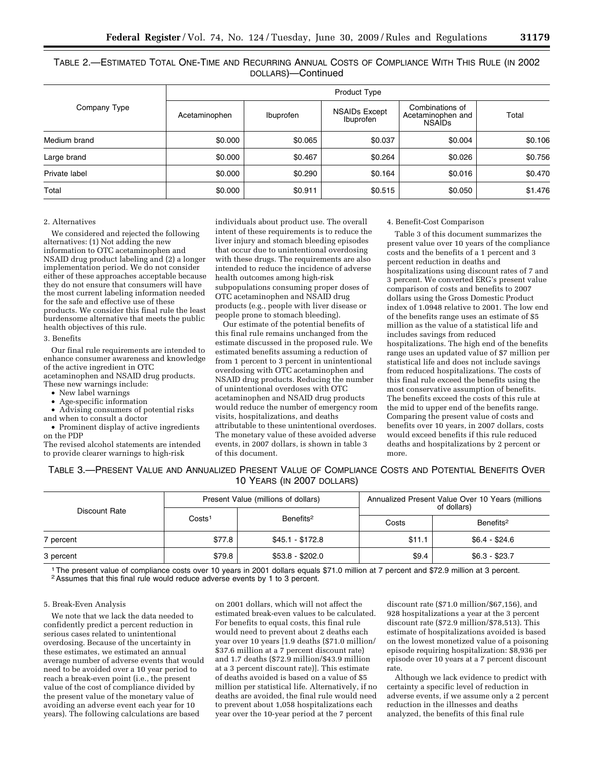TABLE 2.—ESTIMATED TOTAL ONE-TIME AND RECURRING ANNUAL COSTS OF COMPLIANCE WITH THIS RULE (IN 2002 DOLLARS)—Continued

| Company Type | Product Type | | | | |
|---|---|---|---|---|---|
| | Acetaminophen | Ibuprofen | NSAIDs Except Ibuprofen | Combinations of Acetaminophen and NSAIDs | Total |
| Medium brand | $0.000 | $0.065 | $0.037 | $0.004 | $0.106 |
| Large brand | $0.000 | $0.467 | $0.264 | $0.026 | $0.756 |
| Private label | $0.000 | $0.290 | $0.164 | $0.016 | $0.470 |
| Total | $0.000 | $0.911 | $0.515 | $0.050 | $1.476 |

2. Alternatives

We considered and rejected the following alternatives: (1) Not adding the new information to OTC acetaminophen and NSAID drug product labeling and (2) a longer implementation period. We do not consider either of these approaches acceptable because they do not ensure that consumers will have the most current labeling information needed for the safe and effective use of these products. We consider this final rule the least burdensome alternative that meets the public health objectives of this rule.

3. Benefits

Our final rule requirements are intended to enhance consumer awareness and knowledge of the active ingredient in OTC acetaminophen and NSAID drug products. These new warnings include:

- New label warnings
- Age-specific information
- Advising consumers of potential risks and when to consult a doctor
- Prominent display of active ingredients on the PDP

The revised alcohol statements are intended to provide clearer warnings to high-risk individuals about product use. The overall intent of these requirements is to reduce the liver injury and stomach bleeding episodes that occur due to unintentional overdosing with these drugs. The requirements are also intended to reduce the incidence of adverse health outcomes among high-risk subpopulations consuming proper doses of OTC acetaminophen and NSAID drug products (e.g., people with liver disease or people prone to stomach bleeding).

Our estimate of the potential benefits of this final rule remains unchanged from the estimate discussed in the proposed rule. We estimated benefits assuming a reduction of from 1 percent to 3 percent in unintentional overdosing with OTC acetaminophen and NSAID drug products. Reducing the number of unintentional overdoses with OTC acetaminophen and NSAID drug products would reduce the number of emergency room visits, hospitalizations, and deaths attributable to these unintentional overdoses. The monetary value of these avoided adverse events, in 2007 dollars, is shown in table 3 of this document.

4. Benefit-Cost Comparison

Table 3 of this document summarizes the present value over 10 years of the compliance costs and the benefits of a 1 percent and 3 percent reduction in deaths and hospitalizations using discount rates of 7 and 3 percent. We converted ERG's present value comparison of costs and benefits to 2007 dollars using the Gross Domestic Product index of 1.0948 relative to 2001. The low end of the benefits range uses an estimate of $5 million as the value of a statistical life and includes savings from reduced hospitalizations. The high end of the benefits range uses an updated value of $7 million per statistical life and does not include savings from reduced hospitalizations. The costs of this final rule exceed the benefits using the most conservative assumption of benefits. The benefits exceed the costs of this rule at the mid to upper end of the benefits range. Comparing the present value of costs and benefits over 10 years, in 2007 dollars, costs would exceed benefits if this rule reduced deaths and hospitalizations by 2 percent or more.

TABLE 3.—PRESENT VALUE AND ANNUALIZED PRESENT VALUE OF COMPLIANCE COSTS AND POTENTIAL BENEFITS OVER 10 YEARS (IN 2007 DOLLARS)

| Discount Rate | Present Value (millions of dollars) | | Annualized Present Value Over 10 Years (millions of dollars) | |
|---|---|---|---|---|
| | Costs[1] | Benefits[2] | Costs | Benefits[2] |
| 7 percent | $77.8 | $45.1 - $172.8 | $11.1 | $6.4 - $24.6 |
| 3 percent | $79.8 | $53.8 - $202.0 | $9.4 | $6.3 - $23.7 |

[1] The present value of compliance costs over 10 years in 2001 dollars equals $71.0 million at 7 percent and $72.9 million at 3 percent.
[2] Assumes that this final rule would reduce adverse events by 1 to 3 percent.

5. Break-Even Analysis

We note that we lack the data needed to confidently predict a percent reduction in serious cases related to unintentional overdosing. Because of the uncertainty in these estimates, we estimated an annual average number of adverse events that would need to be avoided over a 10 year period to reach a break-even point (i.e., the present value of the cost of compliance divided by the present value of the monetary value of avoiding an adverse event each year for 10 years). The following calculations are based on 2001 dollars, which will not affect the estimated break-even values to be calculated. For benefits to equal costs, this final rule would need to prevent about 2 deaths each year over 10 years [1.9 deaths ($71.0 million/ $37.6 million at a 7 percent discount rate) and 1.7 deaths ($72.9 million/$43.9 million at a 3 percent discount rate)]. This estimate of deaths avoided is based on a value of $5 million per statistical life. Alternatively, if no deaths are avoided, the final rule would need to prevent about 1,058 hospitalizations each year over the 10-year period at the 7 percent discount rate ($71.0 million/$67,156), and 928 hospitalizations a year at the 3 percent discount rate ($72.9 million/$78,513). This estimate of hospitalizations avoided is based on the lowest monetized value of a poisoning episode requiring hospitalization: $8,936 per episode over 10 years at a 7 percent discount rate.

Although we lack evidence to predict with certainty a specific level of reduction in adverse events, if we assume only a 2 percent reduction in the illnesses and deaths analyzed, the benefits of this final rule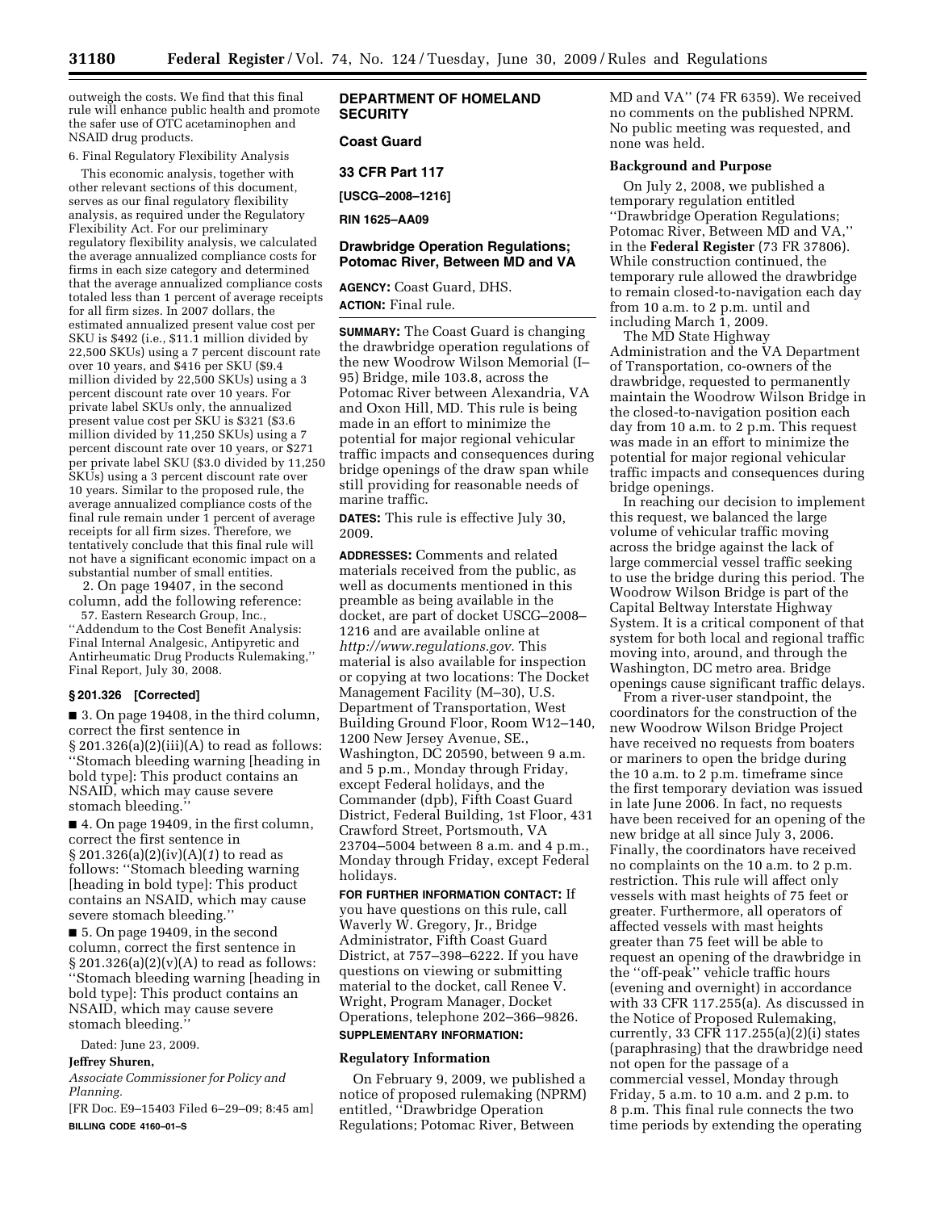outweigh the costs. We find that this final rule will enhance public health and promote the safer use of OTC acetaminophen and NSAID drug products.

6. Final Regulatory Flexibility Analysis

This economic analysis, together with other relevant sections of this document, serves as our final regulatory flexibility analysis, as required under the Regulatory Flexibility Act. For our preliminary regulatory flexibility analysis, we calculated the average annualized compliance costs for firms in each size category and determined that the average annualized compliance costs totaled less than 1 percent of average receipts for all firm sizes. In 2007 dollars, the estimated annualized present value cost per SKU is $492 (i.e., $11.1 million divided by 22,500 SKUs) using a 7 percent discount rate over 10 years, and $416 per SKU ($9.4 million divided by 22,500 SKUs) using a 3 percent discount rate over 10 years. For private label SKUs only, the annualized present value cost per SKU is $321 ($3.6 million divided by 11,250 SKUs) using a 7 percent discount rate over 10 years, or $271 per private label SKU ($3.0 divided by 11,250 SKUs) using a 3 percent discount rate over 10 years. Similar to the proposed rule, the average annualized compliance costs of the final rule remain under 1 percent of average receipts for all firm sizes. Therefore, we tentatively conclude that this final rule will not have a significant economic impact on a substantial number of small entities.

2. On page 19407, in the second column, add the following reference:

57. Eastern Research Group, Inc., ''Addendum to the Cost Benefit Analysis: Final Internal Analgesic, Antipyretic and Antirheumatic Drug Products Rulemaking,'' Final Report, July 30, 2008.

### § 201.326 [Corrected]

■ 3. On page 19408, in the third column, correct the first sentence in § 201.326(a)(2)(iii)(A) to read as follows: ''Stomach bleeding warning [heading in bold type]: This product contains an NSAID, which may cause severe stomach bleeding.''

■ 4. On page 19409, in the first column, correct the first sentence in § 201.326(a)(2)(iv)(A)(*1*) to read as follows: ''Stomach bleeding warning [heading in bold type]: This product contains an NSAID, which may cause severe stomach bleeding.''

■ 5. On page 19409, in the second column, correct the first sentence in § 201.326(a)(2)(v)(A) to read as follows: ''Stomach bleeding warning [heading in bold type]: This product contains an NSAID, which may cause severe stomach bleeding.''

Dated: June 23, 2009.

**Jeffrey Shuren,**

*Associate Commissioner for Policy and Planning.*

[FR Doc. E9–15403 Filed 6–29–09; 8:45 am]

**BILLING CODE 4160–01–S**

## DEPARTMENT OF HOMELAND SECURITY

### Coast Guard

### 33 CFR Part 117

**[USCG–2008–1216]**

**RIN 1625–AA09**

### Drawbridge Operation Regulations; Potomac River, Between MD and VA

**AGENCY:** Coast Guard, DHS.

**ACTION:** Final rule.

**SUMMARY:** The Coast Guard is changing the drawbridge operation regulations of the new Woodrow Wilson Memorial (I–95) Bridge, mile 103.8, across the Potomac River between Alexandria, VA and Oxon Hill, MD. This rule is being made in an effort to minimize the potential for major regional vehicular traffic impacts and consequences during bridge openings of the draw span while still providing for reasonable needs of marine traffic.

**DATES:** This rule is effective July 30, 2009.

**ADDRESSES:** Comments and related materials received from the public, as well as documents mentioned in this preamble as being available in the docket, are part of docket USCG–2008–1216 and are available online at *http://www.regulations.gov*. This material is also available for inspection or copying at two locations: The Docket Management Facility (M–30), U.S. Department of Transportation, West Building Ground Floor, Room W12–140, 1200 New Jersey Avenue, SE., Washington, DC 20590, between 9 a.m. and 5 p.m., Monday through Friday, except Federal holidays, and the Commander (dpb), Fifth Coast Guard District, Federal Building, 1st Floor, 431 Crawford Street, Portsmouth, VA 23704–5004 between 8 a.m. and 4 p.m., Monday through Friday, except Federal holidays.

**FOR FURTHER INFORMATION CONTACT:** If you have questions on this rule, call Waverly W. Gregory, Jr., Bridge Administrator, Fifth Coast Guard District, at 757–398–6222. If you have questions on viewing or submitting material to the docket, call Renee V. Wright, Program Manager, Docket Operations, telephone 202–366–9826.

**SUPPLEMENTARY INFORMATION:**

#### Regulatory Information

On February 9, 2009, we published a notice of proposed rulemaking (NPRM) entitled, ''Drawbridge Operation Regulations; Potomac River, Between MD and VA'' (74 FR 6359). We received no comments on the published NPRM. No public meeting was requested, and none was held.

#### Background and Purpose

On July 2, 2008, we published a temporary regulation entitled ''Drawbridge Operation Regulations; Potomac River, Between MD and VA,'' in the **Federal Register** (73 FR 37806). While construction continued, the temporary rule allowed the drawbridge to remain closed-to-navigation each day from 10 a.m. to 2 p.m. until and including March 1, 2009.

The MD State Highway Administration and the VA Department of Transportation, co-owners of the drawbridge, requested to permanently maintain the Woodrow Wilson Bridge in the closed-to-navigation position each day from 10 a.m. to 2 p.m. This request was made in an effort to minimize the potential for major regional vehicular traffic impacts and consequences during bridge openings.

In reaching our decision to implement this request, we balanced the large volume of vehicular traffic moving across the bridge against the lack of large commercial vessel traffic seeking to use the bridge during this period. The Woodrow Wilson Bridge is part of the Capital Beltway Interstate Highway System. It is a critical component of that system for both local and regional traffic moving into, around, and through the Washington, DC metro area. Bridge openings cause significant traffic delays.

From a river-user standpoint, the coordinators for the construction of the new Woodrow Wilson Bridge Project have received no requests from boaters or mariners to open the bridge during the 10 a.m. to 2 p.m. timeframe since the first temporary deviation was issued in late June 2006. In fact, no requests have been received for an opening of the new bridge at all since July 3, 2006. Finally, the coordinators have received no complaints on the 10 a.m. to 2 p.m. restriction. This rule will affect only vessels with mast heights of 75 feet or greater. Furthermore, all operators of affected vessels with mast heights greater than 75 feet will be able to request an opening of the drawbridge in the ''off-peak'' vehicle traffic hours (evening and overnight) in accordance with 33 CFR 117.255(a). As discussed in the Notice of Proposed Rulemaking, currently, 33 CFR 117.255(a)(2)(i) states (paraphrasing) that the drawbridge need not open for the passage of a commercial vessel, Monday through Friday, 5 a.m. to 10 a.m. and 2 p.m. to 8 p.m. This final rule connects the two time periods by extending the operating